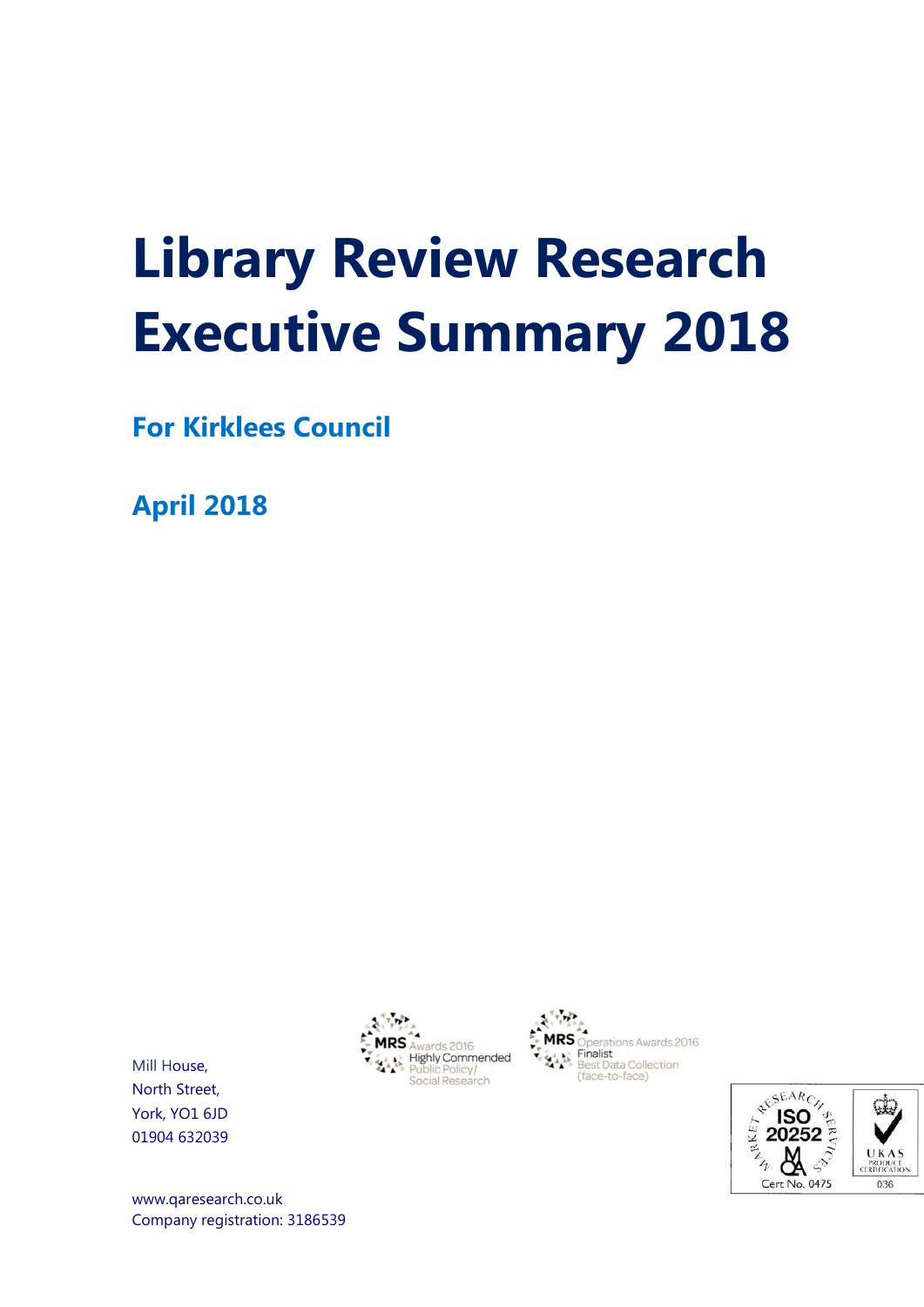# Library Review Research Executive Summary 2018

## For Kirklees Council

## April 2018

Mill House,
North Street,
York, YO1 6JD
01904 632039

www.qaresearch.co.uk
Company registration: 3186539

MRS Awards 2016 Highly Commended Public Policy/ Social Research

MRS Operations Awards 2016 Finalist Best Data Collection (face-to-face)

Market Research Services ISO 20252 Cert No. 0475

UKAS Product Certification 036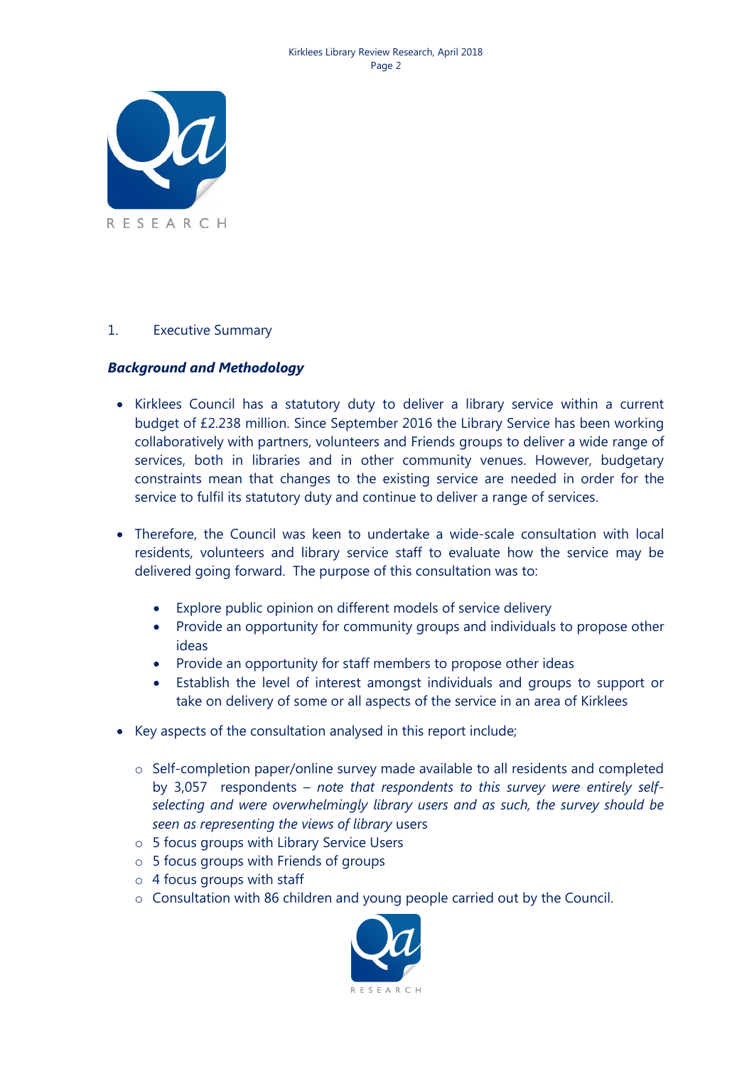## 1. Executive Summary

### *Background and Methodology*

- Kirklees Council has a statutory duty to deliver a library service within a current budget of £2.238 million. Since September 2016 the Library Service has been working collaboratively with partners, volunteers and Friends groups to deliver a wide range of services, both in libraries and in other community venues. However, budgetary constraints mean that changes to the existing service are needed in order for the service to fulfil its statutory duty and continue to deliver a range of services.

- Therefore, the Council was keen to undertake a wide-scale consultation with local residents, volunteers and library service staff to evaluate how the service may be delivered going forward. The purpose of this consultation was to:

    - Explore public opinion on different models of service delivery
    - Provide an opportunity for community groups and individuals to propose other ideas
    - Provide an opportunity for staff members to propose other ideas
    - Establish the level of interest amongst individuals and groups to support or take on delivery of some or all aspects of the service in an area of Kirklees

- Key aspects of the consultation analysed in this report include;

    - Self-completion paper/online survey made available to all residents and completed by 3,057 respondents – *note that respondents to this survey were entirely self-selecting and were overwhelmingly library users and as such, the survey should be seen as representing the views of library* users
    - 5 focus groups with Library Service Users
    - 5 focus groups with Friends of groups
    - 4 focus groups with staff
    - Consultation with 86 children and young people carried out by the Council.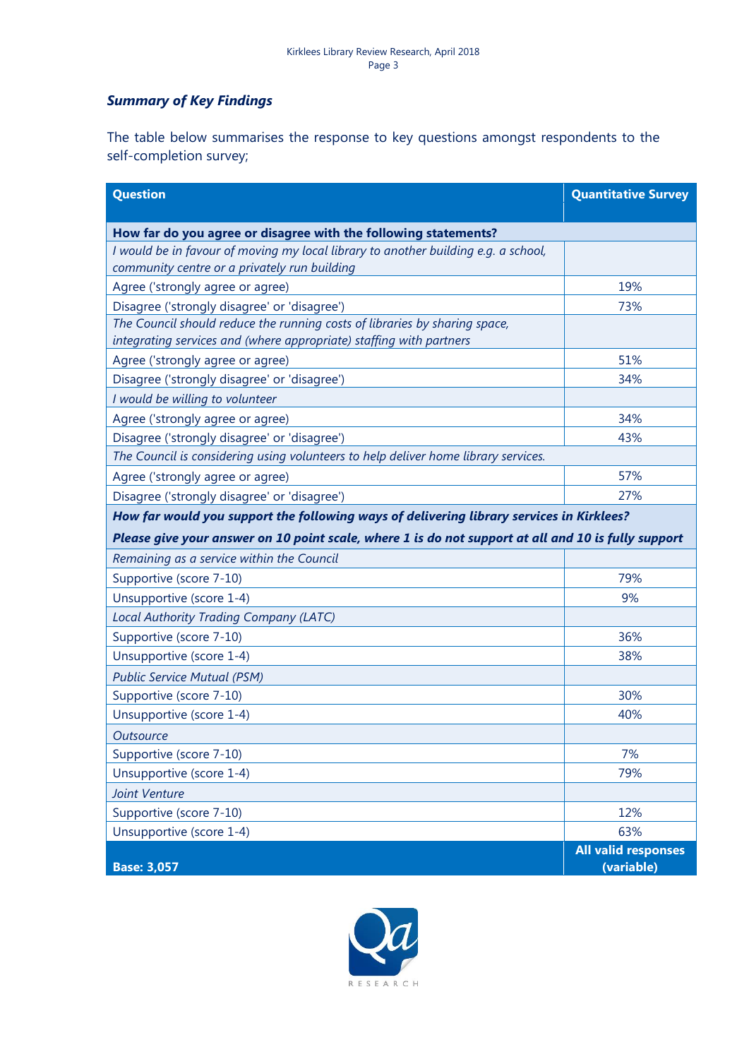### *Summary of Key Findings*

The table below summarises the response to key questions amongst respondents to the self-completion survey;

| Question | Quantitative Survey |
|---|---|
| **How far do you agree or disagree with the following statements?** | |
| *I would be in favour of moving my local library to another building e.g. a school, community centre or a privately run building* | |
| Agree ('strongly agree or agree) | 19% |
| Disagree ('strongly disagree' or 'disagree') | 73% |
| *The Council should reduce the running costs of libraries by sharing space, integrating services and (where appropriate) staffing with partners* | |
| Agree ('strongly agree or agree) | 51% |
| Disagree ('strongly disagree' or 'disagree') | 34% |
| *I would be willing to volunteer* | |
| Agree ('strongly agree or agree) | 34% |
| Disagree ('strongly disagree' or 'disagree') | 43% |
| *The Council is considering using volunteers to help deliver home library services.* | |
| Agree ('strongly agree or agree) | 57% |
| Disagree ('strongly disagree' or 'disagree') | 27% |
| ***How far would you support the following ways of delivering library services in Kirklees?*** ***Please give your answer on 10 point scale, where 1 is do not support at all and 10 is fully support*** | |
| *Remaining as a service within the Council* | |
| Supportive (score 7-10) | 79% |
| Unsupportive (score 1-4) | 9% |
| *Local Authority Trading Company (LATC)* | |
| Supportive (score 7-10) | 36% |
| Unsupportive (score 1-4) | 38% |
| *Public Service Mutual (PSM)* | |
| Supportive (score 7-10) | 30% |
| Unsupportive (score 1-4) | 40% |
| *Outsource* | |
| Supportive (score 7-10) | 7% |
| Unsupportive (score 1-4) | 79% |
| *Joint Venture* | |
| Supportive (score 7-10) | 12% |
| Unsupportive (score 1-4) | 63% |
| **Base: 3,057** | **All valid responses (variable)** |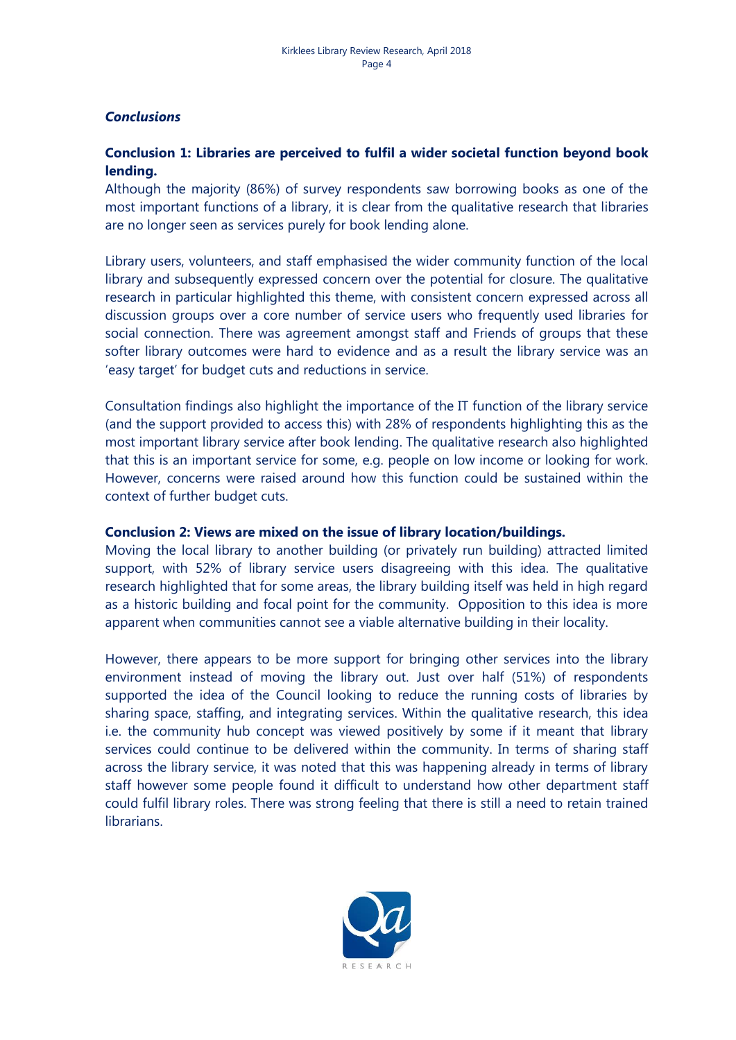## *Conclusions*

### Conclusion 1: Libraries are perceived to fulfil a wider societal function beyond book lending.

Although the majority (86%) of survey respondents saw borrowing books as one of the most important functions of a library, it is clear from the qualitative research that libraries are no longer seen as services purely for book lending alone.

Library users, volunteers, and staff emphasised the wider community function of the local library and subsequently expressed concern over the potential for closure. The qualitative research in particular highlighted this theme, with consistent concern expressed across all discussion groups over a core number of service users who frequently used libraries for social connection. There was agreement amongst staff and Friends of groups that these softer library outcomes were hard to evidence and as a result the library service was an 'easy target' for budget cuts and reductions in service.

Consultation findings also highlight the importance of the IT function of the library service (and the support provided to access this) with 28% of respondents highlighting this as the most important library service after book lending. The qualitative research also highlighted that this is an important service for some, e.g. people on low income or looking for work. However, concerns were raised around how this function could be sustained within the context of further budget cuts.

### Conclusion 2: Views are mixed on the issue of library location/buildings.

Moving the local library to another building (or privately run building) attracted limited support, with 52% of library service users disagreeing with this idea. The qualitative research highlighted that for some areas, the library building itself was held in high regard as a historic building and focal point for the community. Opposition to this idea is more apparent when communities cannot see a viable alternative building in their locality.

However, there appears to be more support for bringing other services into the library environment instead of moving the library out. Just over half (51%) of respondents supported the idea of the Council looking to reduce the running costs of libraries by sharing space, staffing, and integrating services. Within the qualitative research, this idea i.e. the community hub concept was viewed positively by some if it meant that library services could continue to be delivered within the community. In terms of sharing staff across the library service, it was noted that this was happening already in terms of library staff however some people found it difficult to understand how other department staff could fulfil library roles. There was strong feeling that there is still a need to retain trained librarians.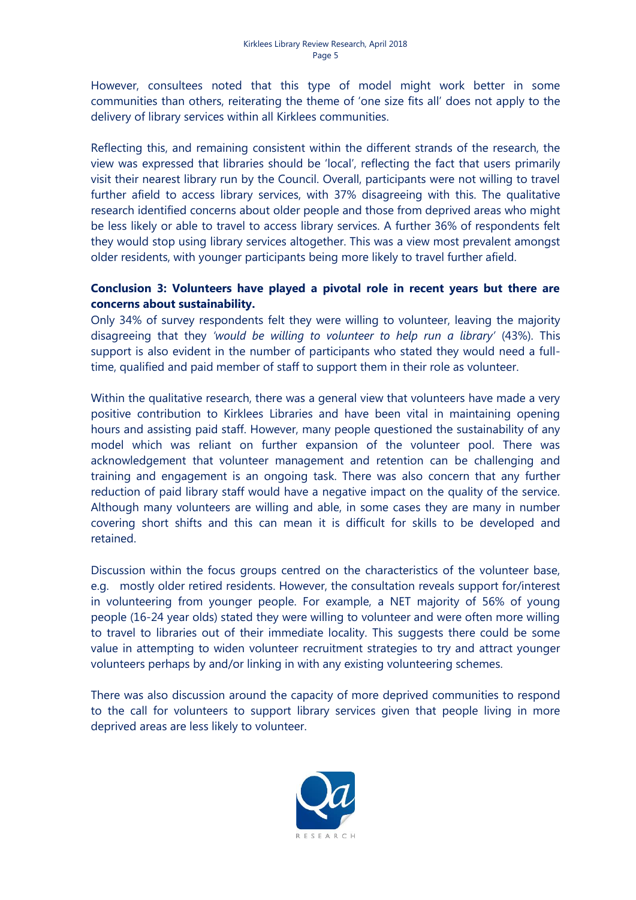However, consultees noted that this type of model might work better in some communities than others, reiterating the theme of 'one size fits all' does not apply to the delivery of library services within all Kirklees communities.

Reflecting this, and remaining consistent within the different strands of the research, the view was expressed that libraries should be 'local', reflecting the fact that users primarily visit their nearest library run by the Council. Overall, participants were not willing to travel further afield to access library services, with 37% disagreeing with this. The qualitative research identified concerns about older people and those from deprived areas who might be less likely or able to travel to access library services. A further 36% of respondents felt they would stop using library services altogether. This was a view most prevalent amongst older residents, with younger participants being more likely to travel further afield.

**Conclusion 3: Volunteers have played a pivotal role in recent years but there are concerns about sustainability.**

Only 34% of survey respondents felt they were willing to volunteer, leaving the majority disagreeing that they *'would be willing to volunteer to help run a library'* (43%). This support is also evident in the number of participants who stated they would need a full-time, qualified and paid member of staff to support them in their role as volunteer.

Within the qualitative research, there was a general view that volunteers have made a very positive contribution to Kirklees Libraries and have been vital in maintaining opening hours and assisting paid staff. However, many people questioned the sustainability of any model which was reliant on further expansion of the volunteer pool. There was acknowledgement that volunteer management and retention can be challenging and training and engagement is an ongoing task. There was also concern that any further reduction of paid library staff would have a negative impact on the quality of the service. Although many volunteers are willing and able, in some cases they are many in number covering short shifts and this can mean it is difficult for skills to be developed and retained.

Discussion within the focus groups centred on the characteristics of the volunteer base, e.g. mostly older retired residents. However, the consultation reveals support for/interest in volunteering from younger people. For example, a NET majority of 56% of young people (16-24 year olds) stated they were willing to volunteer and were often more willing to travel to libraries out of their immediate locality. This suggests there could be some value in attempting to widen volunteer recruitment strategies to try and attract younger volunteers perhaps by and/or linking in with any existing volunteering schemes.

There was also discussion around the capacity of more deprived communities to respond to the call for volunteers to support library services given that people living in more deprived areas are less likely to volunteer.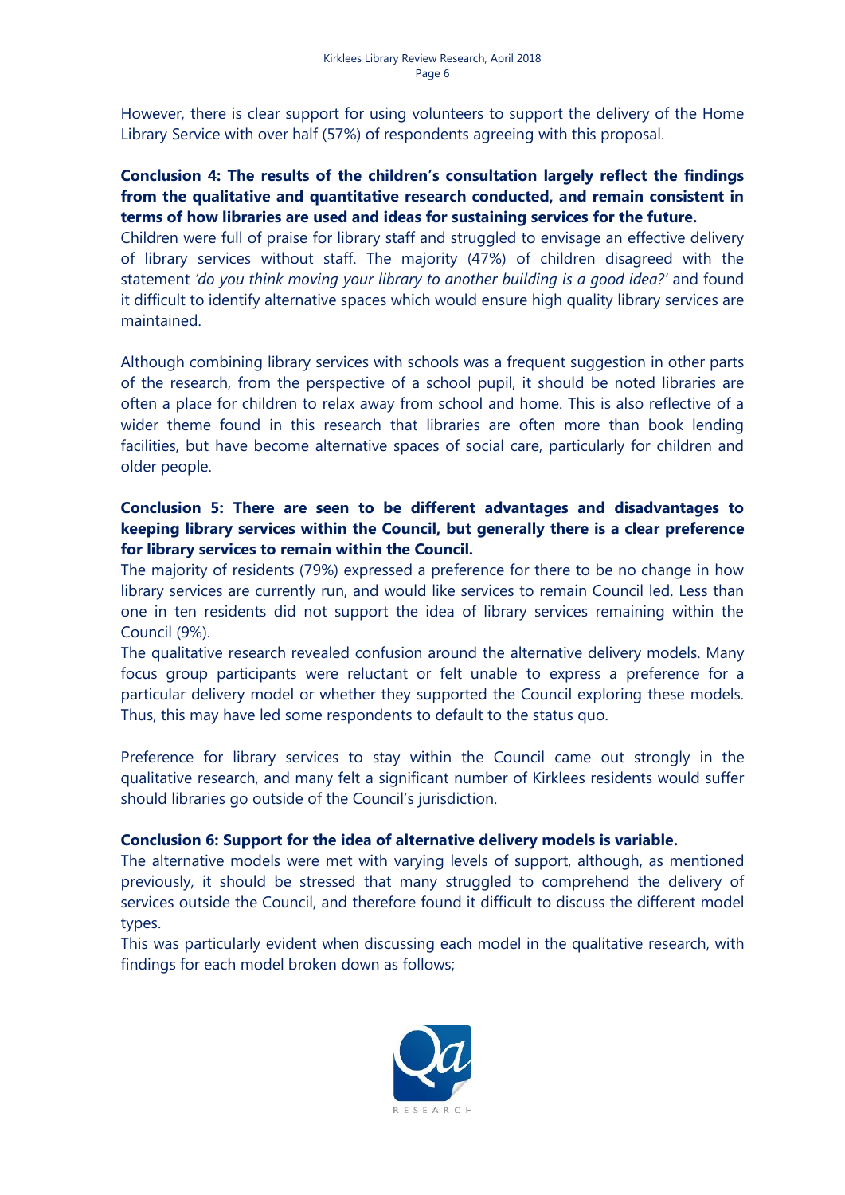However, there is clear support for using volunteers to support the delivery of the Home Library Service with over half (57%) of respondents agreeing with this proposal.

**Conclusion 4: The results of the children's consultation largely reflect the findings from the qualitative and quantitative research conducted, and remain consistent in terms of how libraries are used and ideas for sustaining services for the future.**

Children were full of praise for library staff and struggled to envisage an effective delivery of library services without staff. The majority (47%) of children disagreed with the statement *'do you think moving your library to another building is a good idea?'* and found it difficult to identify alternative spaces which would ensure high quality library services are maintained.

Although combining library services with schools was a frequent suggestion in other parts of the research, from the perspective of a school pupil, it should be noted libraries are often a place for children to relax away from school and home. This is also reflective of a wider theme found in this research that libraries are often more than book lending facilities, but have become alternative spaces of social care, particularly for children and older people.

**Conclusion 5: There are seen to be different advantages and disadvantages to keeping library services within the Council, but generally there is a clear preference for library services to remain within the Council.**

The majority of residents (79%) expressed a preference for there to be no change in how library services are currently run, and would like services to remain Council led. Less than one in ten residents did not support the idea of library services remaining within the Council (9%).

The qualitative research revealed confusion around the alternative delivery models. Many focus group participants were reluctant or felt unable to express a preference for a particular delivery model or whether they supported the Council exploring these models. Thus, this may have led some respondents to default to the status quo.

Preference for library services to stay within the Council came out strongly in the qualitative research, and many felt a significant number of Kirklees residents would suffer should libraries go outside of the Council's jurisdiction.

**Conclusion 6: Support for the idea of alternative delivery models is variable.**

The alternative models were met with varying levels of support, although, as mentioned previously, it should be stressed that many struggled to comprehend the delivery of services outside the Council, and therefore found it difficult to discuss the different model types.

This was particularly evident when discussing each model in the qualitative research, with findings for each model broken down as follows;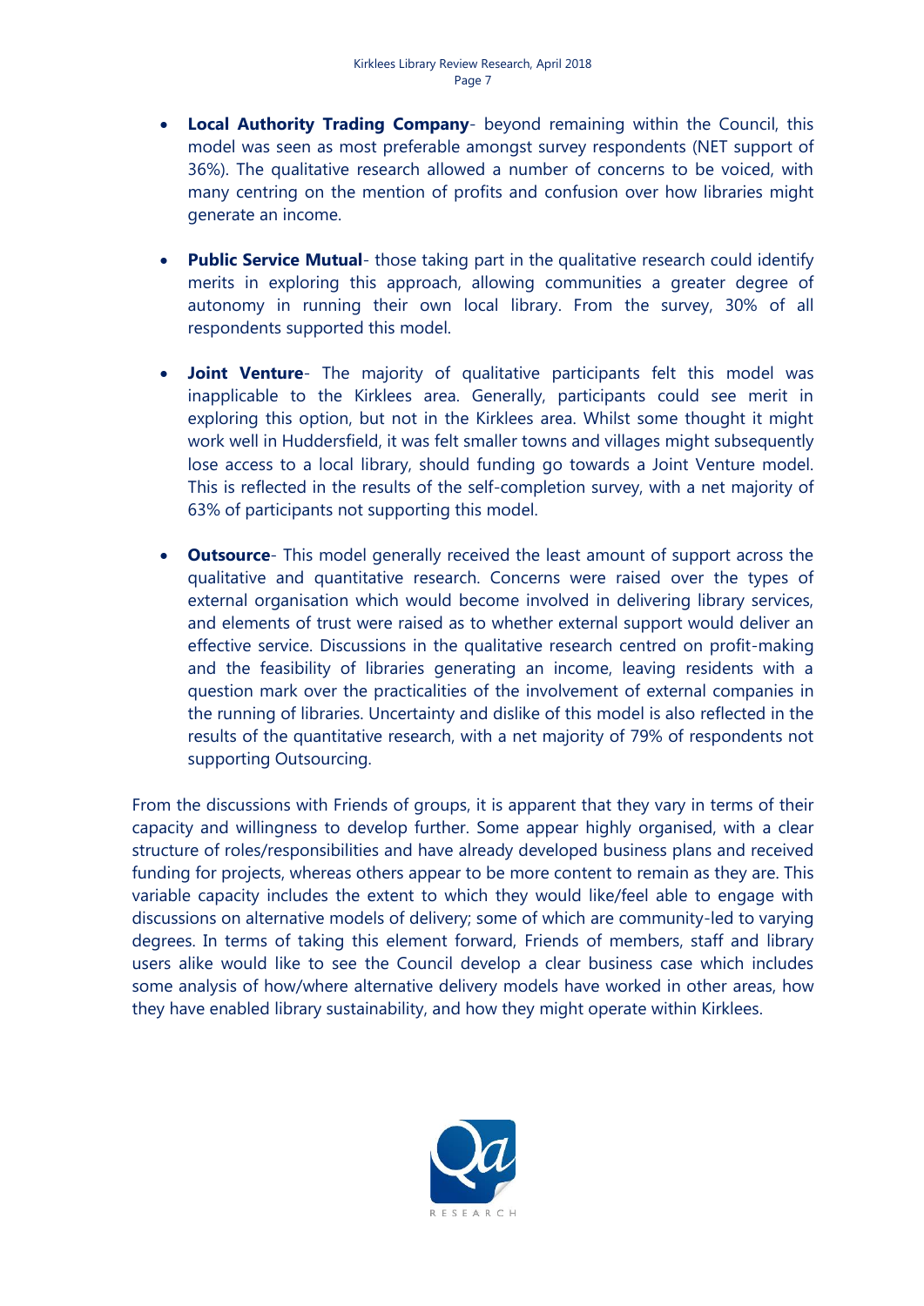- **Local Authority Trading Company**- beyond remaining within the Council, this model was seen as most preferable amongst survey respondents (NET support of 36%). The qualitative research allowed a number of concerns to be voiced, with many centring on the mention of profits and confusion over how libraries might generate an income.

- **Public Service Mutual**- those taking part in the qualitative research could identify merits in exploring this approach, allowing communities a greater degree of autonomy in running their own local library. From the survey, 30% of all respondents supported this model.

- **Joint Venture**- The majority of qualitative participants felt this model was inapplicable to the Kirklees area. Generally, participants could see merit in exploring this option, but not in the Kirklees area. Whilst some thought it might work well in Huddersfield, it was felt smaller towns and villages might subsequently lose access to a local library, should funding go towards a Joint Venture model. This is reflected in the results of the self-completion survey, with a net majority of 63% of participants not supporting this model.

- **Outsource**- This model generally received the least amount of support across the qualitative and quantitative research. Concerns were raised over the types of external organisation which would become involved in delivering library services, and elements of trust were raised as to whether external support would deliver an effective service. Discussions in the qualitative research centred on profit-making and the feasibility of libraries generating an income, leaving residents with a question mark over the practicalities of the involvement of external companies in the running of libraries. Uncertainty and dislike of this model is also reflected in the results of the quantitative research, with a net majority of 79% of respondents not supporting Outsourcing.

From the discussions with Friends of groups, it is apparent that they vary in terms of their capacity and willingness to develop further. Some appear highly organised, with a clear structure of roles/responsibilities and have already developed business plans and received funding for projects, whereas others appear to be more content to remain as they are. This variable capacity includes the extent to which they would like/feel able to engage with discussions on alternative models of delivery; some of which are community-led to varying degrees. In terms of taking this element forward, Friends of members, staff and library users alike would like to see the Council develop a clear business case which includes some analysis of how/where alternative delivery models have worked in other areas, how they have enabled library sustainability, and how they might operate within Kirklees.